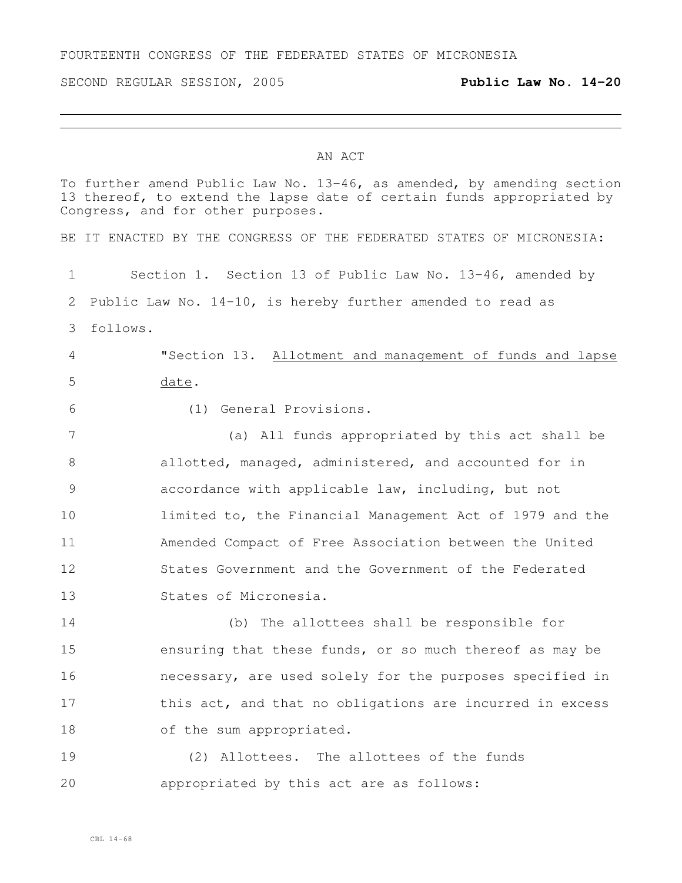FOURTEENTH CONGRESS OF THE FEDERATED STATES OF MICRONESIA

SECOND REGULAR SESSION, 2005 **Public Law No. 14-20**

---

# AN ACT

To further amend Public Law No. 13-46, as amended, by amending section 13 thereof, to extend the lapse date of certain funds appropriated by Congress, and for other purposes.

BE IT ENACTED BY THE CONGRESS OF THE FEDERATED STATES OF MICRONESIA:

Section 1. Section 13 of Public Law No. 13-46, amended by Public Law No. 14-10, is hereby further amended to read as follows.

"Section 13. Allotment and management of funds and lapse date.

(1) General Provisions.

(a) All funds appropriated by this act shall be allotted, managed, administered, and accounted for in accordance with applicable law, including, but not limited to, the Financial Management Act of 1979 and the Amended Compact of Free Association between the United States Government and the Government of the Federated States of Micronesia.

(b) The allottees shall be responsible for ensuring that these funds, or so much thereof as may be necessary, are used solely for the purposes specified in this act, and that no obligations are incurred in excess of the sum appropriated.

(2) Allottees. The allottees of the funds appropriated by this act are as follows:

CBL 14-68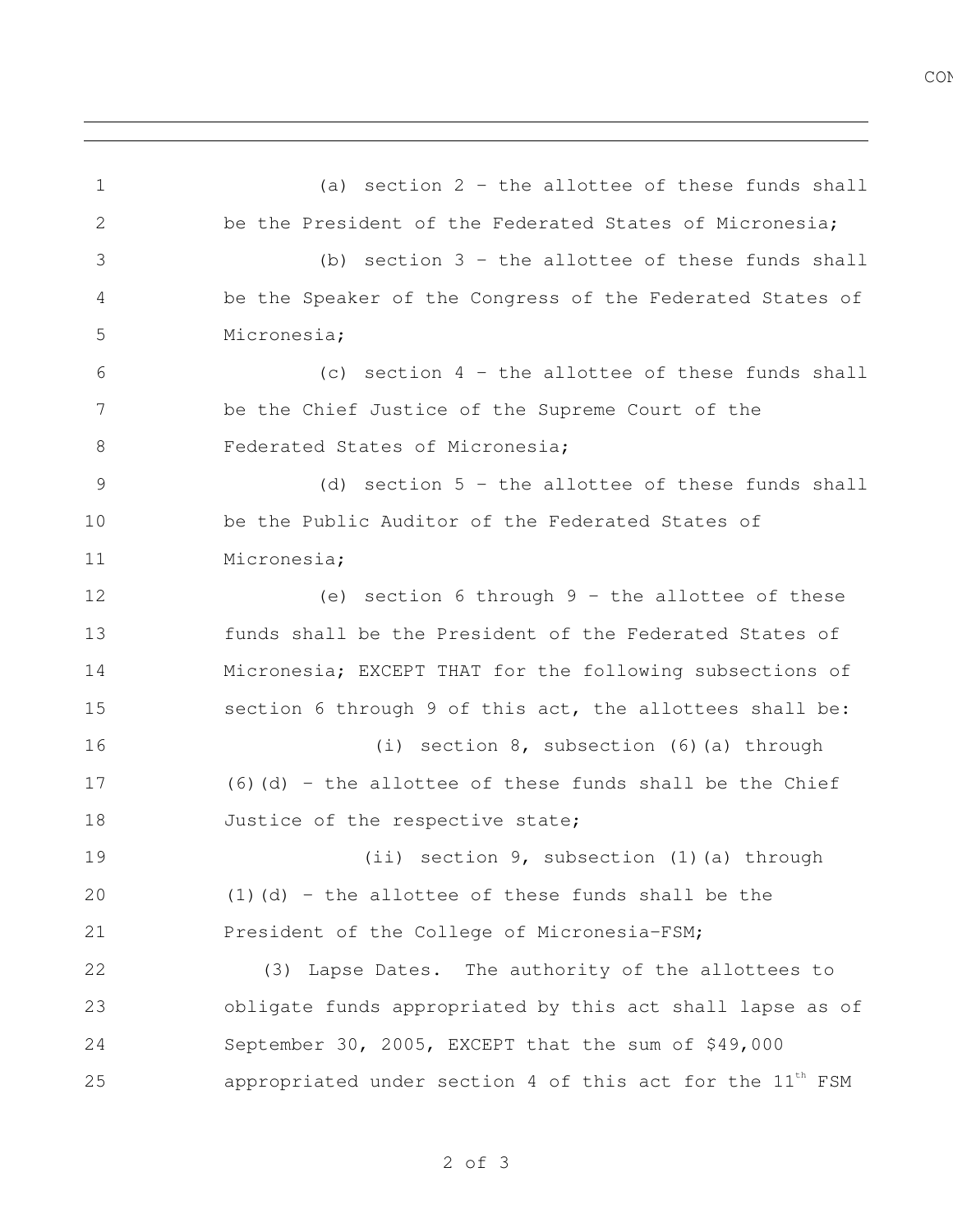(a) section 2 – the allottee of these funds shall be the President of the Federated States of Micronesia;

(b) section 3 – the allottee of these funds shall be the Speaker of the Congress of the Federated States of Micronesia;

(c) section 4 – the allottee of these funds shall be the Chief Justice of the Supreme Court of the Federated States of Micronesia;

(d) section 5 – the allottee of these funds shall be the Public Auditor of the Federated States of Micronesia;

(e) section 6 through 9 – the allottee of these funds shall be the President of the Federated States of Micronesia; EXCEPT THAT for the following subsections of section 6 through 9 of this act, the allottees shall be:

(i) section 8, subsection (6)(a) through (6)(d) – the allottee of these funds shall be the Chief Justice of the respective state;

(ii) section 9, subsection (1)(a) through (1)(d) – the allottee of these funds shall be the President of the College of Micronesia-FSM;

(3) Lapse Dates. The authority of the allottees to obligate funds appropriated by this act shall lapse as of September 30, 2005, EXCEPT that the sum of $49,000 appropriated under section 4 of this act for the 11th FSM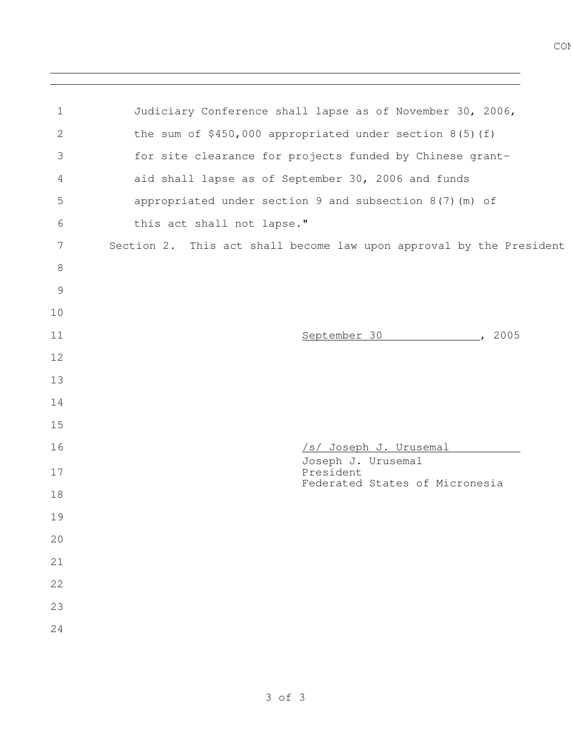Judiciary Conference shall lapse as of November 30, 2006, the sum of $450,000 appropriated under section 8(5)(f) for site clearance for projects funded by Chinese grant-aid shall lapse as of September 30, 2006 and funds appropriated under section 9 and subsection 8(7)(m) of this act shall not lapse."

Section 2. This act shall become law upon approval by the President

September 30, 2005

/s/ Joseph J. Urusemal
Joseph J. Urusemal
President
Federated States of Micronesia